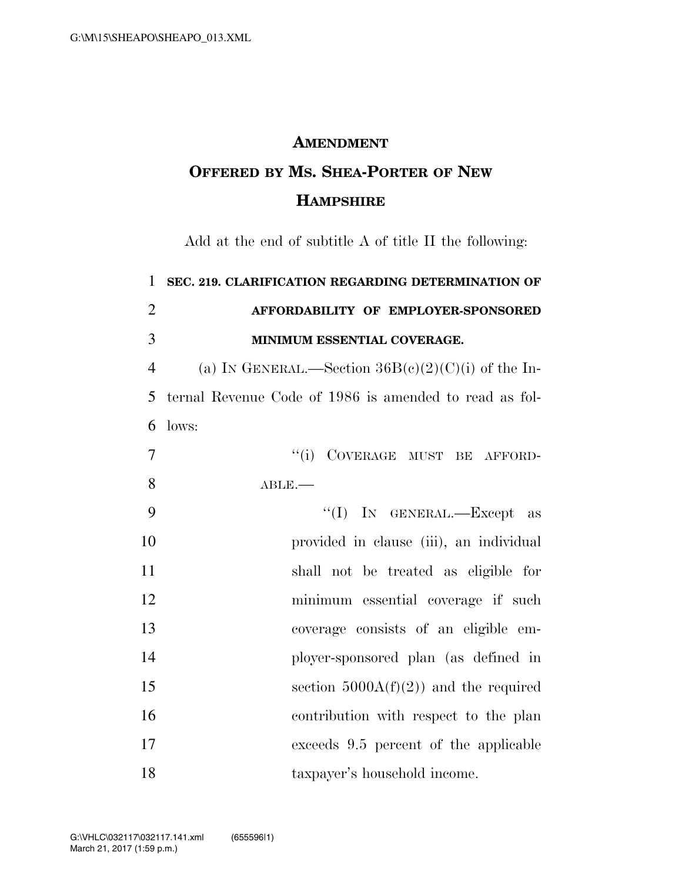# AMENDMENT

## OFFERED BY MS. SHEA-PORTER OF NEW HAMPSHIRE

Add at the end of subtitle A of title II the following:

**SEC. 219. CLARIFICATION REGARDING DETERMINATION OF AFFORDABILITY OF EMPLOYER-SPONSORED MINIMUM ESSENTIAL COVERAGE.**

(a) IN GENERAL.—Section 36B(c)(2)(C)(i) of the Internal Revenue Code of 1986 is amended to read as follows:

"(i) COVERAGE MUST BE AFFORDABLE.—

"(I) IN GENERAL.—Except as provided in clause (iii), an individual shall not be treated as eligible for minimum essential coverage if such coverage consists of an eligible employer-sponsored plan (as defined in section 5000A(f)(2)) and the required contribution with respect to the plan exceeds 9.5 percent of the applicable taxpayer's household income.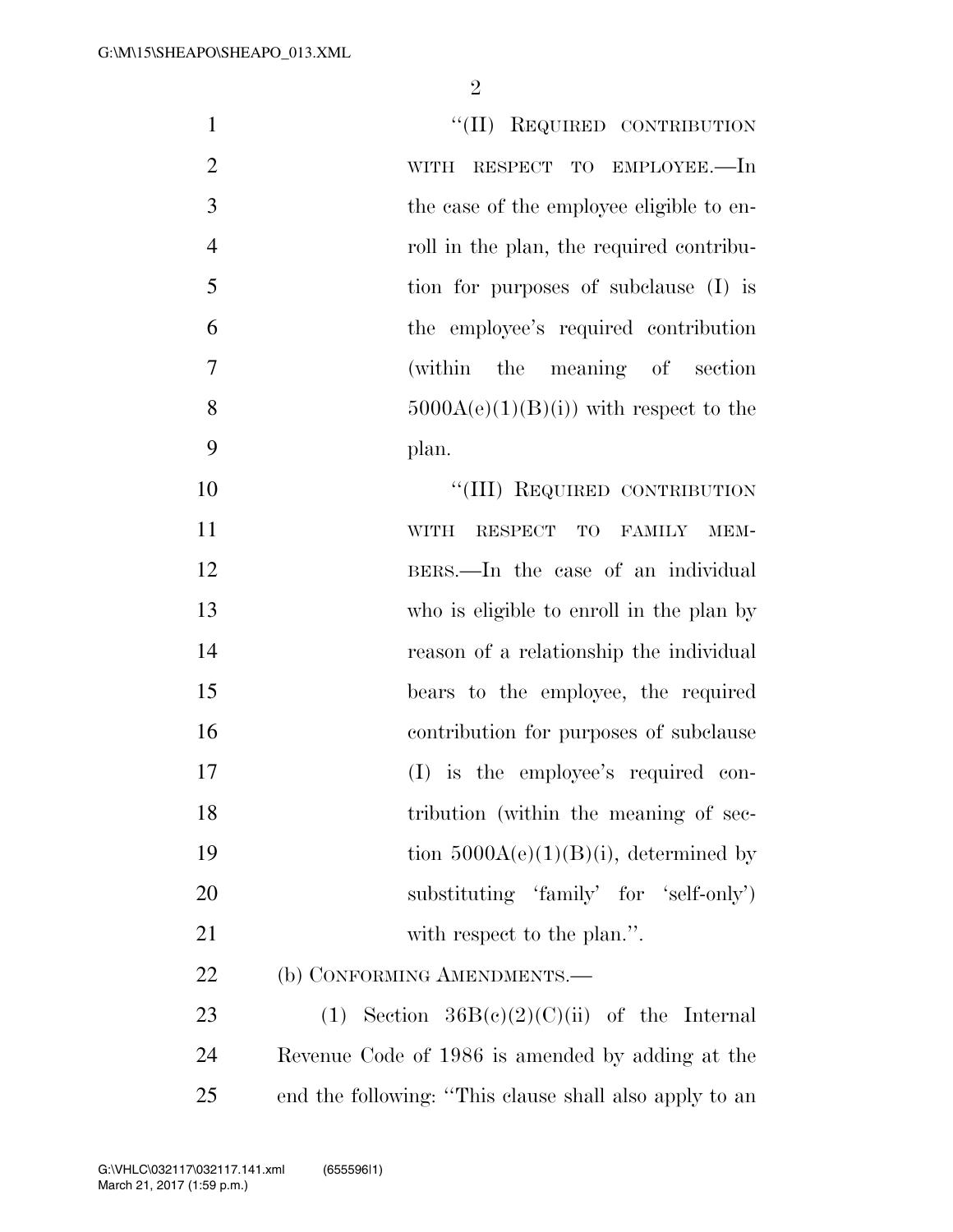"(II) REQUIRED CONTRIBUTION WITH RESPECT TO EMPLOYEE.—In the case of the employee eligible to enroll in the plan, the required contribution for purposes of subclause (I) is the employee's required contribution (within the meaning of section 5000A(e)(1)(B)(i)) with respect to the plan.

"(III) REQUIRED CONTRIBUTION WITH RESPECT TO FAMILY MEMBERS.—In the case of an individual who is eligible to enroll in the plan by reason of a relationship the individual bears to the employee, the required contribution for purposes of subclause (I) is the employee's required contribution (within the meaning of section 5000A(e)(1)(B)(i), determined by substituting 'family' for 'self-only') with respect to the plan.".

(b) CONFORMING AMENDMENTS.—

(1) Section 36B(c)(2)(C)(ii) of the Internal Revenue Code of 1986 is amended by adding at the end the following: "This clause shall also apply to an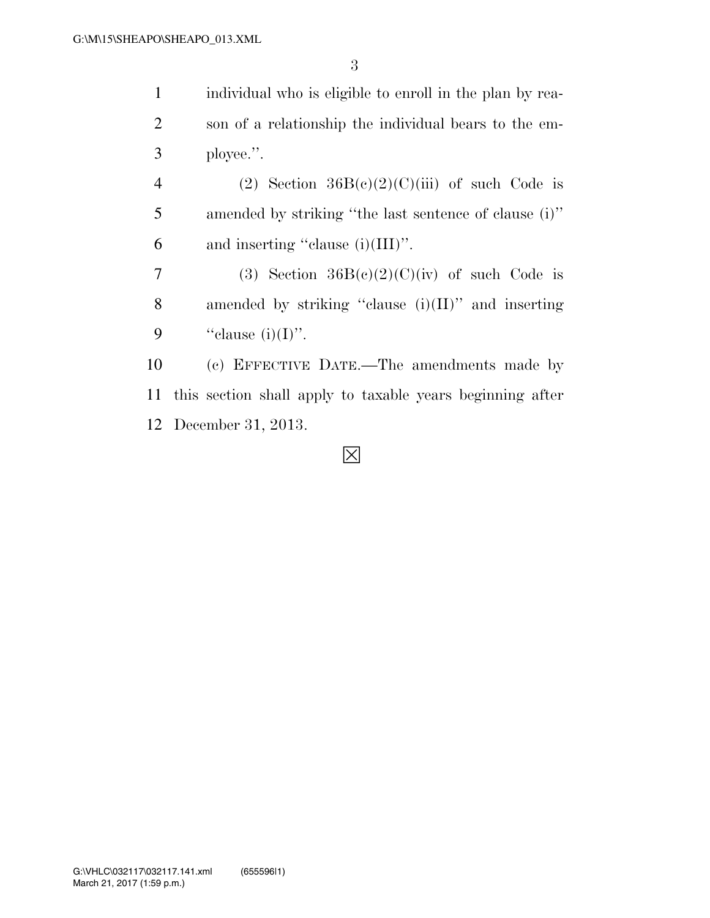individual who is eligible to enroll in the plan by reason of a relationship the individual bears to the employee.''.

(2) Section 36B(c)(2)(C)(iii) of such Code is amended by striking ''the last sentence of clause (i)'' and inserting ''clause (i)(III)''.

(3) Section 36B(c)(2)(C)(iv) of such Code is amended by striking ''clause (i)(II)'' and inserting ''clause (i)(I)''.

(c) EFFECTIVE DATE.—The amendments made by this section shall apply to taxable years beginning after December 31, 2013.

☒